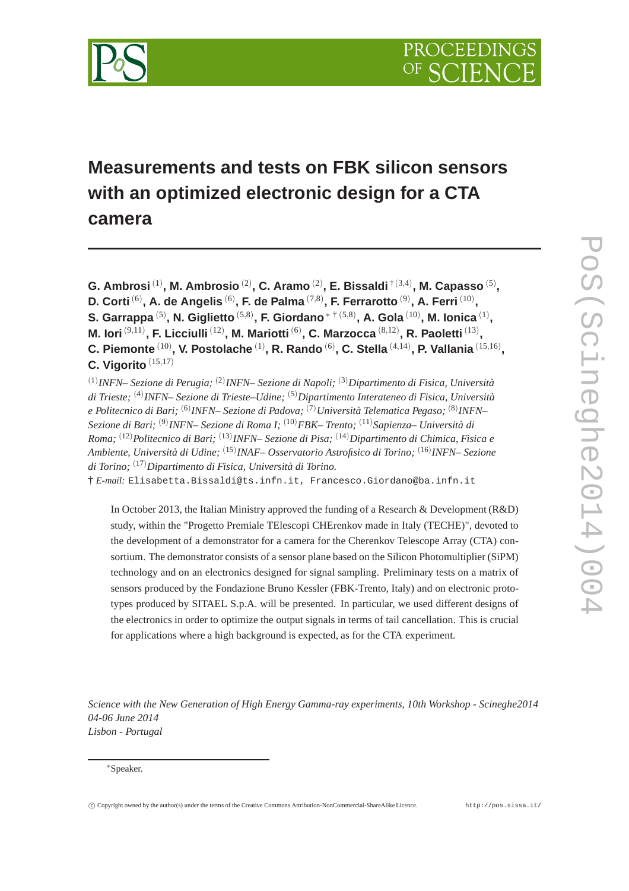# Measurements and tests on FBK silicon sensors with an optimized electronic design for a CTA camera

**G. Ambrosi** [(1)], **M. Ambrosio** [(2)], **C. Aramo** [(2)], **E. Bissaldi** [† (3,4)], **M. Capasso** [(5)], **D. Corti** [(6)], **A. de Angelis** [(6)], **F. de Palma** [(7,8)], **F. Ferrarotto** [(9)], **A. Ferri** [(10)], **S. Garrappa** [(5)], **N. Giglietto** [(5,8)], **F. Giordano** [∗ † (5,8)], **A. Gola** [(10)], **M. Ionica** [(1)], **M. Iori** [(9,11)], **F. Licciulli** [(12)], **M. Mariotti** [(6)], **C. Marzocca** [(8,12)], **R. Paoletti** [(13)], **C. Piemonte** [(10)], **V. Postolache** [(1)], **R. Rando** [(6)], **C. Stella** [(4,14)], **P. Vallania** [(15,16)], **C. Vigorito** [(15,17)]

[(1)] *INFN– Sezione di Perugia;* [(2)] *INFN– Sezione di Napoli;* [(3)] *Dipartimento di Fisica, Università di Trieste;* [(4)] *INFN– Sezione di Trieste–Udine;* [(5)] *Dipartimento Interateneo di Fisica, Università e Politecnico di Bari;* [(6)] *INFN– Sezione di Padova;* [(7)] *Università Telematica Pegaso;* [(8)] *INFN– Sezione di Bari;* [(9)] *INFN– Sezione di Roma I;* [(10)] *FBK– Trento;* [(11)] *Sapienza– Università di Roma;* [(12)] *Politecnico di Bari;* [(13)] *INFN– Sezione di Pisa;* [(14)] *Dipartimento di Chimica, Fisica e Ambiente, Università di Udine;* [(15)] *INAF– Osservatorio Astrofisico di Torino;* [(16)] *INFN– Sezione di Torino;* [(17)] *Dipartimento di Fisica, Università di Torino.*

† *E-mail:* Elisabetta.Bissaldi@ts.infn.it, Francesco.Giordano@ba.infn.it

In October 2013, the Italian Ministry approved the funding of a Research & Development (R&D) study, within the "Progetto Premiale TElescopi CHErenkov made in Italy (TECHE)", devoted to the development of a demonstrator for a camera for the Cherenkov Telescope Array (CTA) consortium. The demonstrator consists of a sensor plane based on the Silicon Photomultiplier (SiPM) technology and on an electronics designed for signal sampling. Preliminary tests on a matrix of sensors produced by the Fondazione Bruno Kessler (FBK-Trento, Italy) and on electronic prototypes produced by SITAEL S.p.A. will be presented. In particular, we used different designs of the electronics in order to optimize the output signals in terms of tail cancellation. This is crucial for applications where a high background is expected, as for the CTA experiment.

*Science with the New Generation of High Energy Gamma-ray experiments, 10th Workshop - Scineghe2014*
*04-06 June 2014*
*Lisbon - Portugal*

∗Speaker.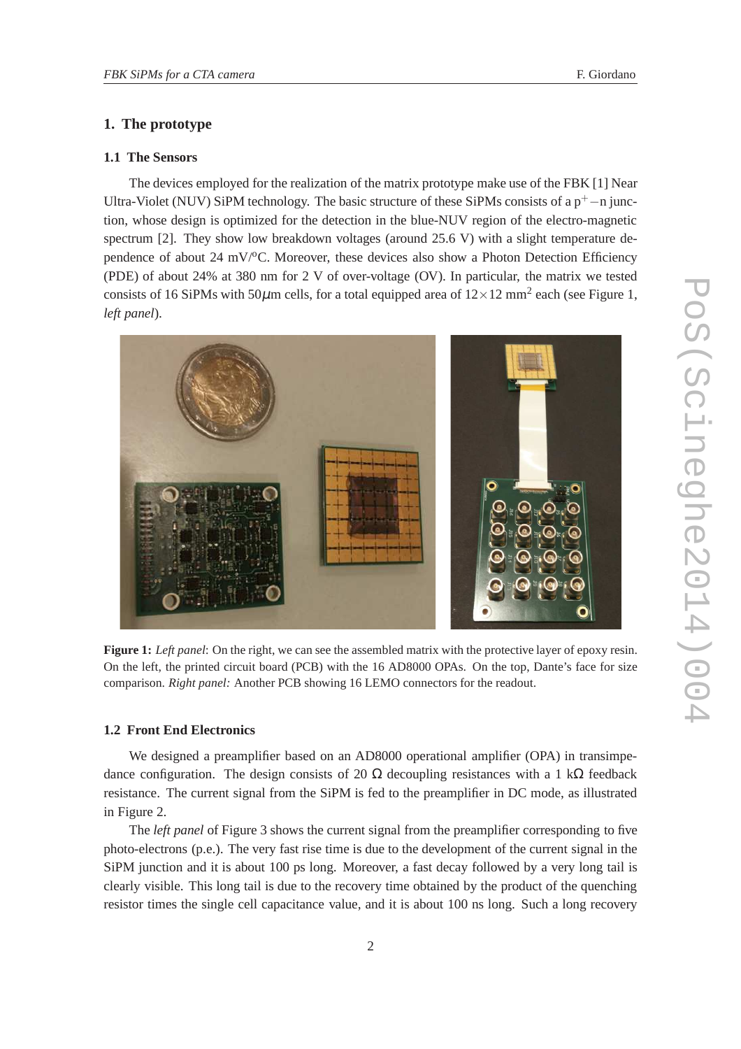## 1. The prototype

### 1.1 The Sensors

The devices employed for the realization of the matrix prototype make use of the FBK [1] Near Ultra-Violet (NUV) SiPM technology. The basic structure of these SiPMs consists of a $p^+ - n$ junction, whose design is optimized for the detection in the blue-NUV region of the electro-magnetic spectrum [2]. They show low breakdown voltages (around 25.6 V) with a slight temperature dependence of about 24 mV/°C. Moreover, these devices also show a Photon Detection Efficiency (PDE) of about 24% at 380 nm for 2 V of over-voltage (OV). In particular, the matrix we tested consists of 16 SiPMs with 50$\mu$m cells, for a total equipped area of $12 \times 12$ mm$^2$ each (see Figure 1, *left panel*).

**Figure 1:** *Left panel*: On the right, we can see the assembled matrix with the protective layer of epoxy resin. On the left, the printed circuit board (PCB) with the 16 AD8000 OPAs. On the top, Dante's face for size comparison. *Right panel:* Another PCB showing 16 LEMO connectors for the readout.

### 1.2 Front End Electronics

We designed a preamplifier based on an AD8000 operational amplifier (OPA) in transimpedance configuration. The design consists of 20 $\Omega$ decoupling resistances with a 1 k$\Omega$ feedback resistance. The current signal from the SiPM is fed to the preamplifier in DC mode, as illustrated in Figure 2.

The *left panel* of Figure 3 shows the current signal from the preamplifier corresponding to five photo-electrons (p.e.). The very fast rise time is due to the development of the current signal in the SiPM junction and it is about 100 ps long. Moreover, a fast decay followed by a very long tail is clearly visible. This long tail is due to the recovery time obtained by the product of the quenching resistor times the single cell capacitance value, and it is about 100 ns long. Such a long recovery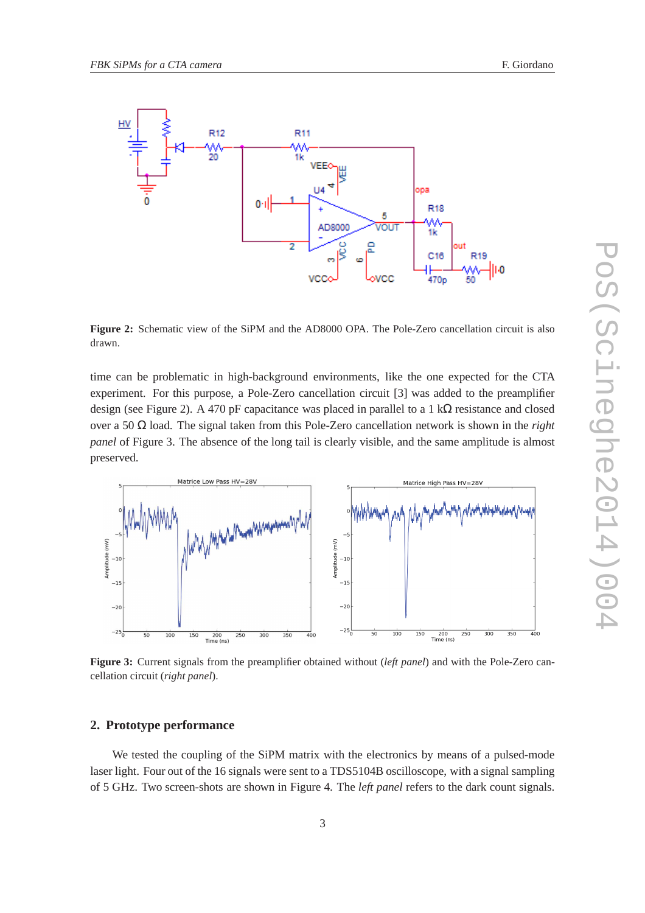**Figure 2:** Schematic view of the SiPM and the AD8000 OPA. The Pole-Zero cancellation circuit is also drawn.

time can be problematic in high-background environments, like the one expected for the CTA experiment. For this purpose, a Pole-Zero cancellation circuit [3] was added to the preamplifier design (see Figure 2). A 470 pF capacitance was placed in parallel to a 1 k$\Omega$ resistance and closed over a 50 $\Omega$ load. The signal taken from this Pole-Zero cancellation network is shown in the *right panel* of Figure 3. The absence of the long tail is clearly visible, and the same amplitude is almost preserved.

**Figure 3:** Current signals from the preamplifier obtained without (*left panel*) and with the Pole-Zero cancellation circuit (*right panel*).

## 2. Prototype performance

We tested the coupling of the SiPM matrix with the electronics by means of a pulsed-mode laser light. Four out of the 16 signals were sent to a TDS5104B oscilloscope, with a signal sampling of 5 GHz. Two screen-shots are shown in Figure 4. The *left panel* refers to the dark count signals.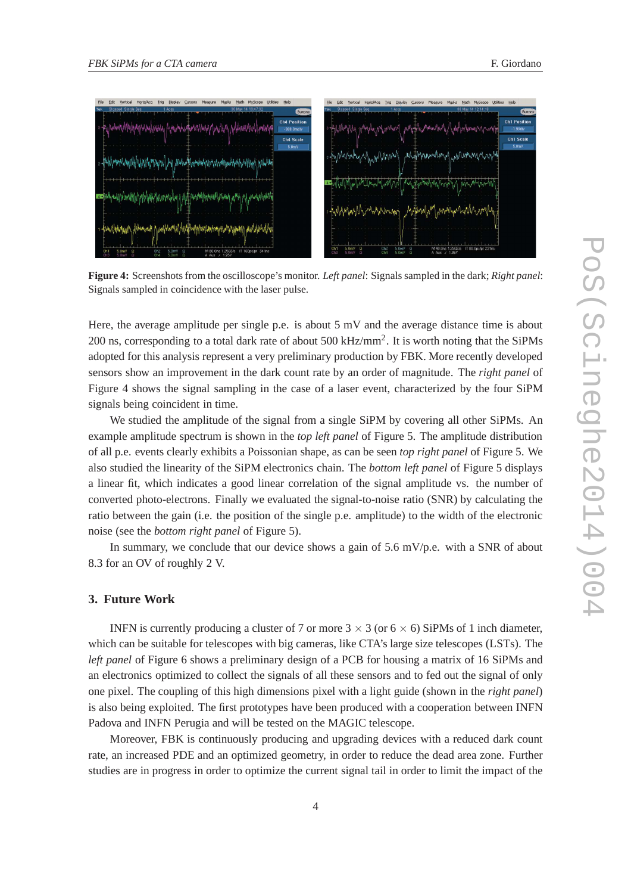**Figure 4:** Screenshots from the oscilloscope's monitor. *Left panel*: Signals sampled in the dark; *Right panel*: Signals sampled in coincidence with the laser pulse.

Here, the average amplitude per single p.e. is about 5 mV and the average distance time is about 200 ns, corresponding to a total dark rate of about 500 kHz/mm$^2$. It is worth noting that the SiPMs adopted for this analysis represent a very preliminary production by FBK. More recently developed sensors show an improvement in the dark count rate by an order of magnitude. The *right panel* of Figure 4 shows the signal sampling in the case of a laser event, characterized by the four SiPM signals being coincident in time.

We studied the amplitude of the signal from a single SiPM by covering all other SiPMs. An example amplitude spectrum is shown in the *top left panel* of Figure 5. The amplitude distribution of all p.e. events clearly exhibits a Poissonian shape, as can be seen *top right panel* of Figure 5. We also studied the linearity of the SiPM electronics chain. The *bottom left panel* of Figure 5 displays a linear fit, which indicates a good linear correlation of the signal amplitude vs. the number of converted photo-electrons. Finally we evaluated the signal-to-noise ratio (SNR) by calculating the ratio between the gain (i.e. the position of the single p.e. amplitude) to the width of the electronic noise (see the *bottom right panel* of Figure 5).

In summary, we conclude that our device shows a gain of 5.6 mV/p.e. with a SNR of about 8.3 for an OV of roughly 2 V.

## 3. Future Work

INFN is currently producing a cluster of 7 or more $3 \times 3$ (or $6 \times 6$) SiPMs of 1 inch diameter, which can be suitable for telescopes with big cameras, like CTA's large size telescopes (LSTs). The *left panel* of Figure 6 shows a preliminary design of a PCB for housing a matrix of 16 SiPMs and an electronics optimized to collect the signals of all these sensors and to fed out the signal of only one pixel. The coupling of this high dimensions pixel with a light guide (shown in the *right panel*) is also being exploited. The first prototypes have been produced with a cooperation between INFN Padova and INFN Perugia and will be tested on the MAGIC telescope.

Moreover, FBK is continuously producing and upgrading devices with a reduced dark count rate, an increased PDE and an optimized geometry, in order to reduce the dead area zone. Further studies are in progress in order to optimize the current signal tail in order to limit the impact of the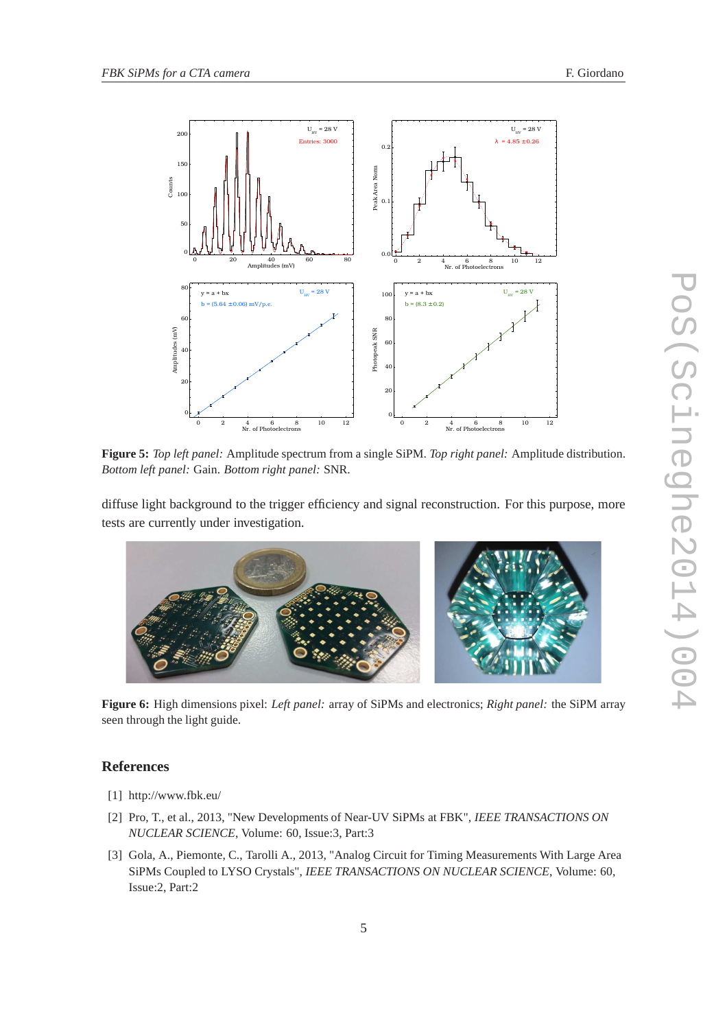U$_{HV}$ = 28 V
Entries: 3000
Counts
Amplitudes (mV)

U$_{HV}$ = 28 V
λ = 4.85 ±0.26
Peak Area Norm
Nr. of Photoelectrons

y = a + bx
U$_{HV}$ = 28 V
b = (5.64 ±0.06) mV/p.e.
Amplitudes (mV)
Nr. of Photoelectrons

y = a + bx
U$_{HV}$ = 28 V
b = (8.3 ±0.2)
Photopeak SNR
Nr. of Photoelectrons

**Figure 5:** *Top left panel:* Amplitude spectrum from a single SiPM. *Top right panel:* Amplitude distribution. *Bottom left panel:* Gain. *Bottom right panel:* SNR.

diffuse light background to the trigger efficiency and signal reconstruction. For this purpose, more tests are currently under investigation.

**Figure 6:** High dimensions pixel: *Left panel:* array of SiPMs and electronics; *Right panel:* the SiPM array seen through the light guide.

## References

[1] http://www.fbk.eu/

[2] Pro, T., et al., 2013, "New Developments of Near-UV SiPMs at FBK", *IEEE TRANSACTIONS ON NUCLEAR SCIENCE*, Volume: 60, Issue:3, Part:3

[3] Gola, A., Piemonte, C., Tarolli A., 2013, "Analog Circuit for Timing Measurements With Large Area SiPMs Coupled to LYSO Crystals", *IEEE TRANSACTIONS ON NUCLEAR SCIENCE*, Volume: 60, Issue:2, Part:2